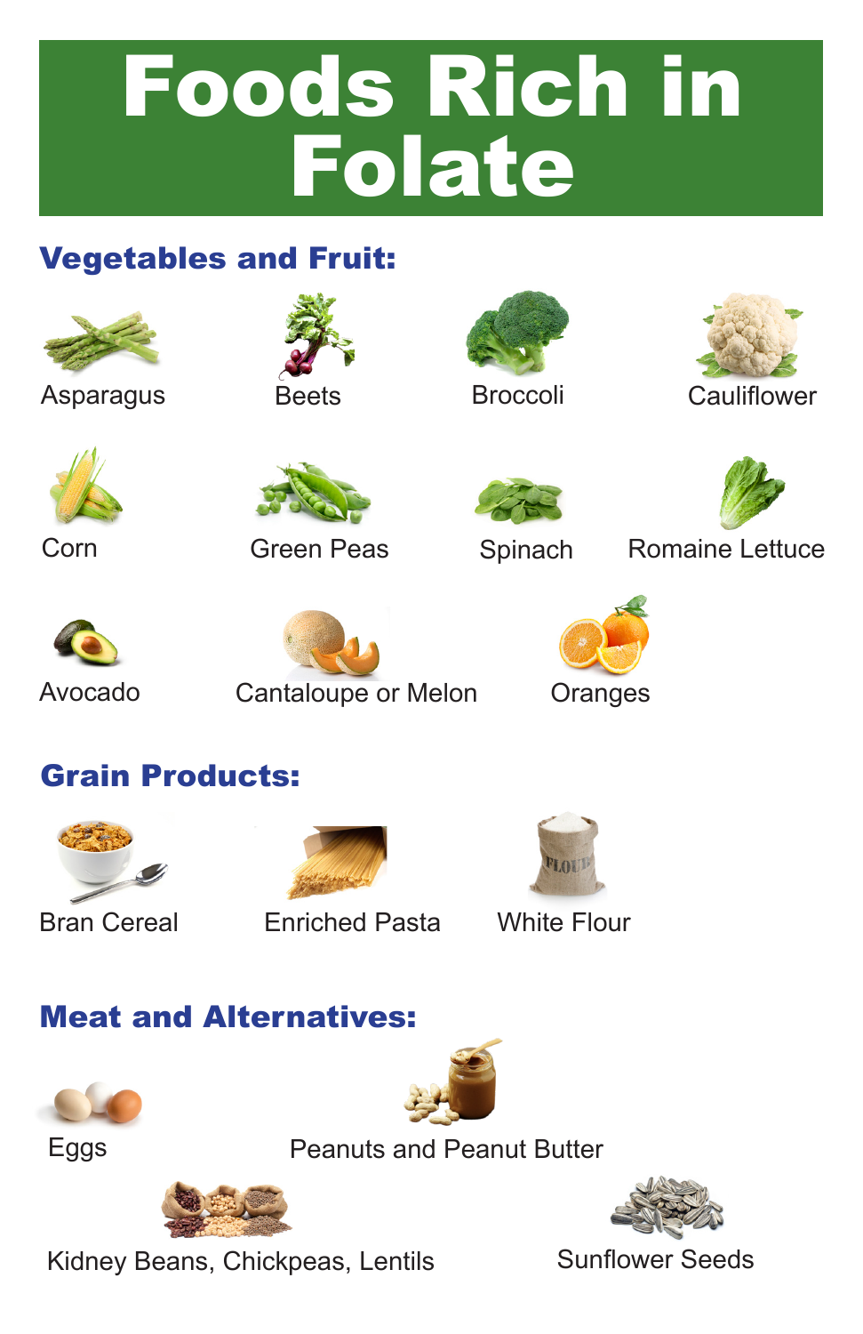# Foods Rich in Folate

## Vegetables and Fruit:

- Asparagus
- Beets
- Broccoli
- Cauliflower
- Corn
- Green Peas
- Spinach
- Romaine Lettuce
- Avocado
- Cantaloupe or Melon
- Oranges

## Grain Products:

- Bran Cereal
- Enriched Pasta
- White Flour

## Meat and Alternatives:

- Eggs
- Peanuts and Peanut Butter
- Kidney Beans, Chickpeas, Lentils
- Sunflower Seeds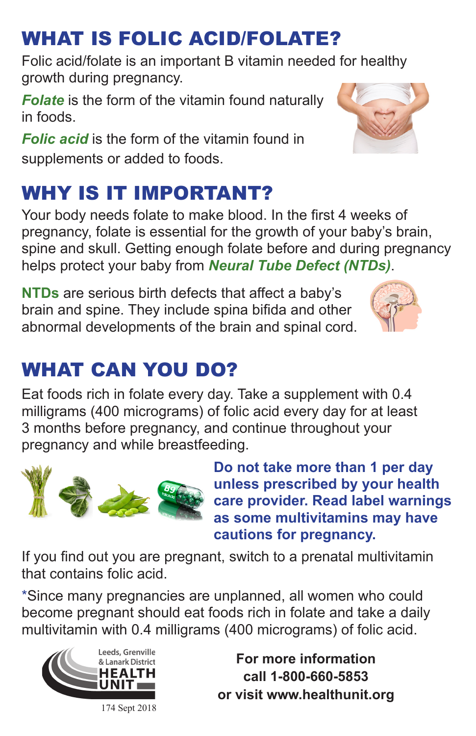# WHAT IS FOLIC ACID/FOLATE?

Folic acid/folate is an important B vitamin needed for healthy growth during pregnancy.

***Folate*** is the form of the vitamin found naturally in foods.

***Folic acid*** is the form of the vitamin found in supplements or added to foods.

# WHY IS IT IMPORTANT?

Your body needs folate to make blood. In the first 4 weeks of pregnancy, folate is essential for the growth of your baby's brain, spine and skull. Getting enough folate before and during pregnancy helps protect your baby from ***Neural Tube Defect (NTDs)***.

**NTDs** are serious birth defects that affect a baby's brain and spine. They include spina bifida and other abnormal developments of the brain and spinal cord.

# WHAT CAN YOU DO?

Eat foods rich in folate every day. Take a supplement with 0.4 milligrams (400 micrograms) of folic acid every day for at least 3 months before pregnancy, and continue throughout your pregnancy and while breastfeeding.

**Do not take more than 1 per day unless prescribed by your health care provider. Read label warnings as some multivitamins may have cautions for pregnancy.**

If you find out you are pregnant, switch to a prenatal multivitamin that contains folic acid.

*Since many pregnancies are unplanned, all women who could become pregnant should eat foods rich in folate and take a daily multivitamin with 0.4 milligrams (400 micrograms) of folic acid.

Leeds, Grenville & Lanark District HEALTH UNIT

174 Sept 2018

**For more information call 1-800-660-5853 or visit www.healthunit.org**